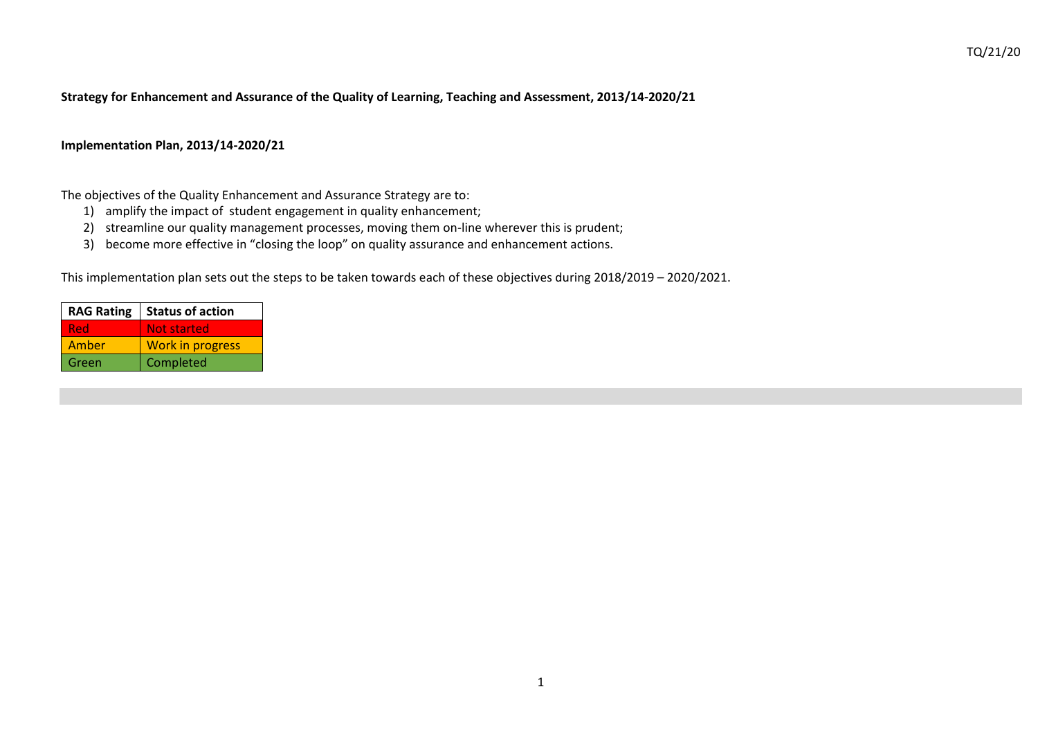TQ/21/20

**Strategy for Enhancement and Assurance of the Quality of Learning, Teaching and Assessment, 2013/14-2020/21**

**Implementation Plan, 2013/14-2020/21**

The objectives of the Quality Enhancement and Assurance Strategy are to:

1) amplify the impact of student engagement in quality enhancement;
2) streamline our quality management processes, moving them on-line wherever this is prudent;
3) become more effective in "closing the loop" on quality assurance and enhancement actions.

This implementation plan sets out the steps to be taken towards each of these objectives during 2018/2019 – 2020/2021.

| RAG Rating | Status of action |
|---|---|
| Red | Not started |
| Amber | Work in progress |
| Green | Completed |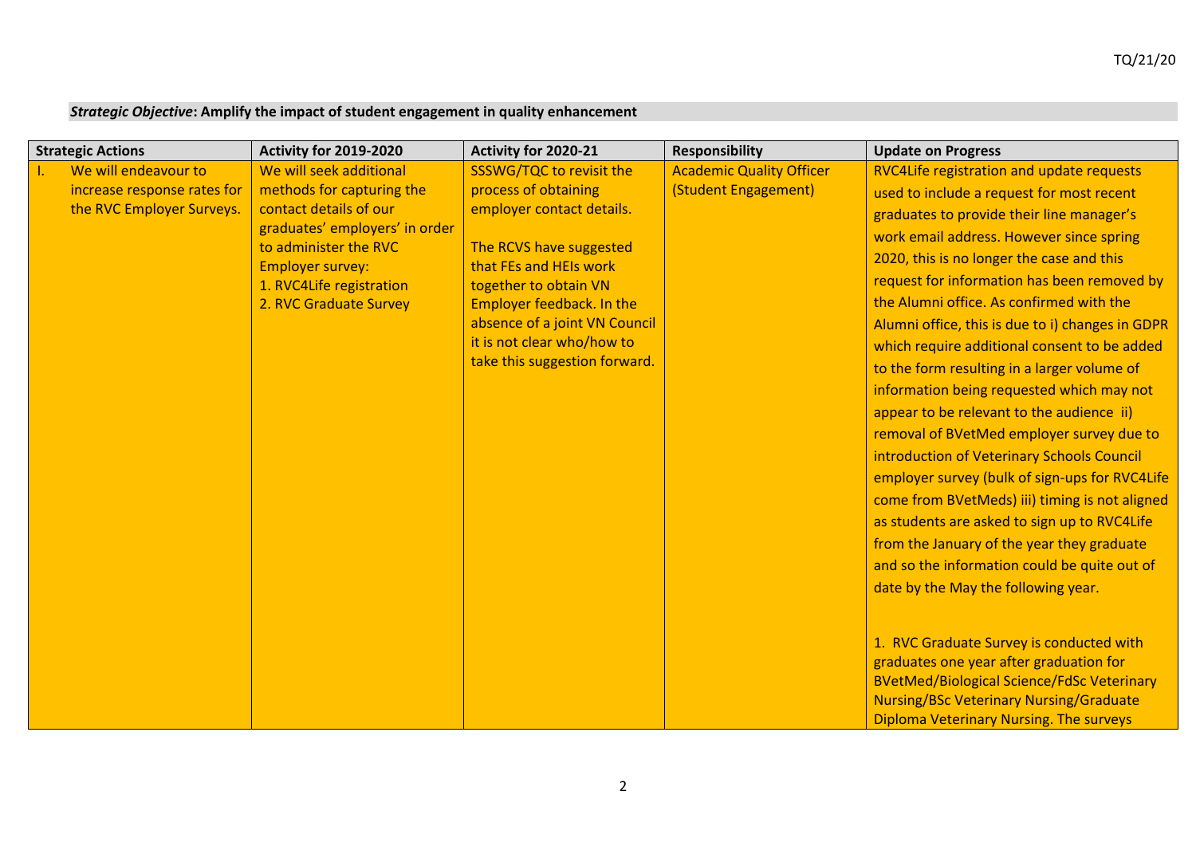***Strategic Objective*: Amplify the impact of student engagement in quality enhancement**

| Strategic Actions | Activity for 2019-2020 | Activity for 2020-21 | Responsibility | Update on Progress |
|---|---|---|---|---|
| I. We will endeavour to increase response rates for the RVC Employer Surveys. | We will seek additional methods for capturing the contact details of our graduates' employers' in order to administer the RVC Employer survey:<br>1. RVC4Life registration<br>2. RVC Graduate Survey | SSSWG/TQC to revisit the process of obtaining employer contact details.<br><br>The RCVS have suggested that FEs and HEIs work together to obtain VN Employer feedback. In the absence of a joint VN Council it is not clear who/how to take this suggestion forward. | Academic Quality Officer (Student Engagement) | RVC4Life registration and update requests used to include a request for most recent graduates to provide their line manager's work email address. However since spring 2020, this is no longer the case and this request for information has been removed by the Alumni office. As confirmed with the Alumni office, this is due to i) changes in GDPR which require additional consent to be added to the form resulting in a larger volume of information being requested which may not appear to be relevant to the audience ii) removal of BVetMed employer survey due to introduction of Veterinary Schools Council employer survey (bulk of sign-ups for RVC4Life come from BVetMeds) iii) timing is not aligned as students are asked to sign up to RVC4Life from the January of the year they graduate and so the information could be quite out of date by the May the following year.<br><br>1. RVC Graduate Survey is conducted with graduates one year after graduation for BVetMed/Biological Science/FdSc Veterinary Nursing/BSc Veterinary Nursing/Graduate Diploma Veterinary Nursing. The surveys |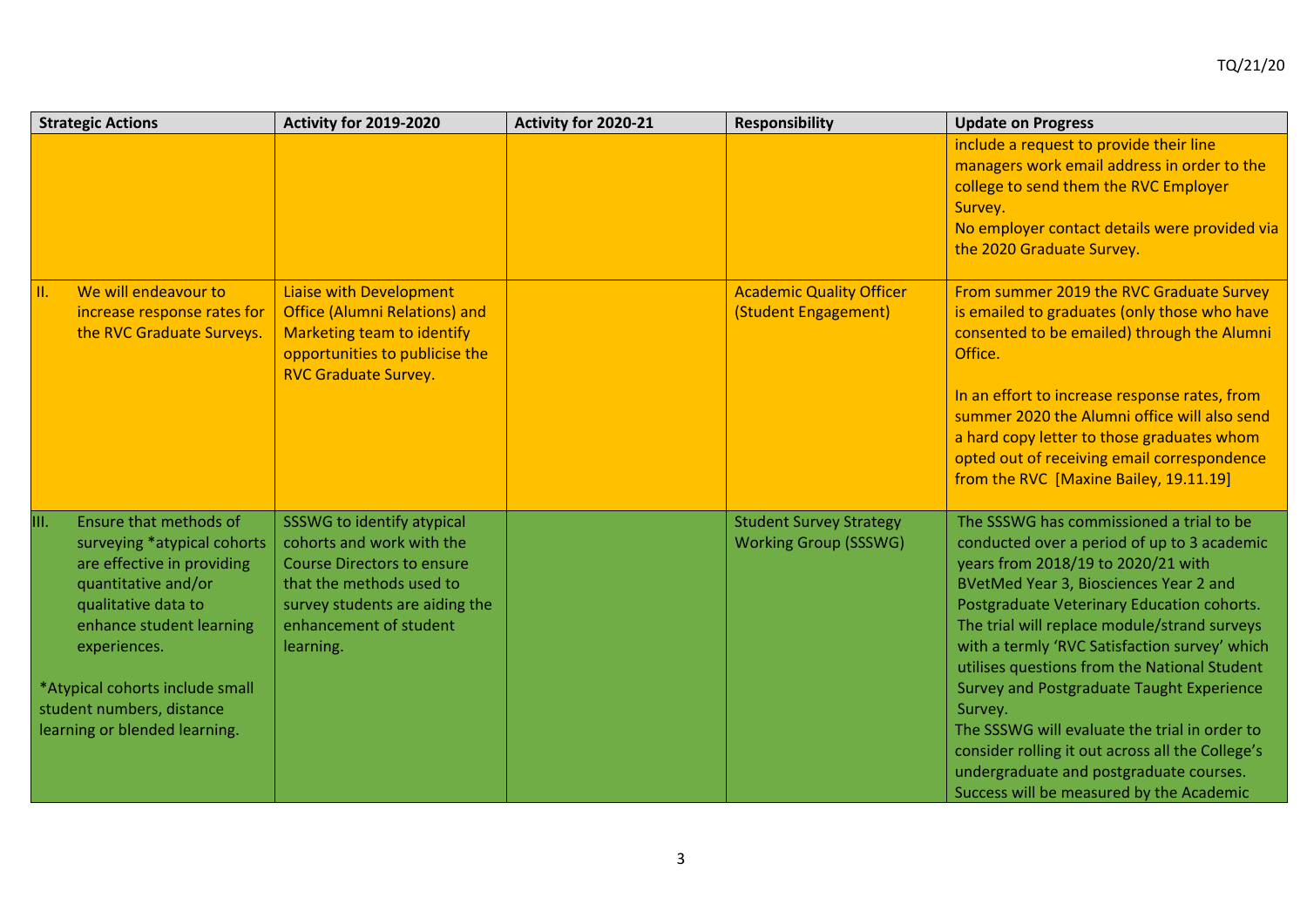| Strategic Actions | Activity for 2019-2020 | Activity for 2020-21 | Responsibility | Update on Progress |
|---|---|---|---|---|
| | | | | include a request to provide their line managers work email address in order to the college to send them the RVC Employer Survey.<br>No employer contact details were provided via the 2020 Graduate Survey. |
| II. We will endeavour to increase response rates for the RVC Graduate Surveys. | Liaise with Development Office (Alumni Relations) and Marketing team to identify opportunities to publicise the RVC Graduate Survey. | | Academic Quality Officer (Student Engagement) | From summer 2019 the RVC Graduate Survey is emailed to graduates (only those who have consented to be emailed) through the Alumni Office.<br><br>In an effort to increase response rates, from summer 2020 the Alumni office will also send a hard copy letter to those graduates whom opted out of receiving email correspondence from the RVC [Maxine Bailey, 19.11.19] |
| III. Ensure that methods of surveying *atypical cohorts are effective in providing quantitative and/or qualitative data to enhance student learning experiences.<br><br>*Atypical cohorts include small student numbers, distance learning or blended learning. | SSSWG to identify atypical cohorts and work with the Course Directors to ensure that the methods used to survey students are aiding the enhancement of student learning. | | Student Survey Strategy Working Group (SSSWG) | The SSSWG has commissioned a trial to be conducted over a period of up to 3 academic years from 2018/19 to 2020/21 with BVetMed Year 3, Biosciences Year 2 and Postgraduate Veterinary Education cohorts. The trial will replace module/strand surveys with a termly 'RVC Satisfaction survey' which utilises questions from the National Student Survey and Postgraduate Taught Experience Survey.<br>The SSSWG will evaluate the trial in order to consider rolling it out across all the College's undergraduate and postgraduate courses. Success will be measured by the Academic |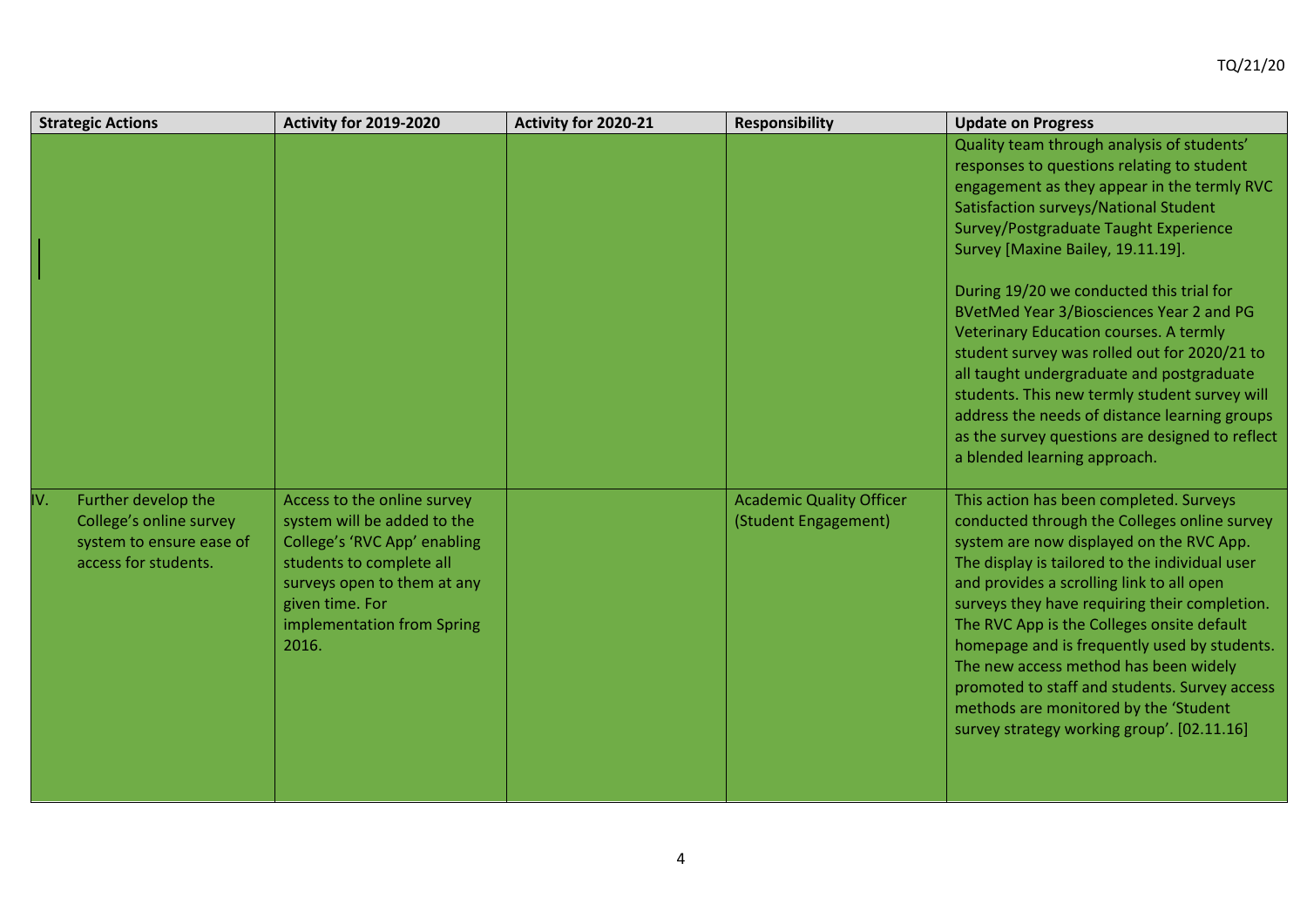| Strategic Actions | Activity for 2019-2020 | Activity for 2020-21 | Responsibility | Update on Progress |
|---|---|---|---|---|
| | | | | Quality team through analysis of students' responses to questions relating to student engagement as they appear in the termly RVC Satisfaction surveys/National Student Survey/Postgraduate Taught Experience Survey [Maxine Bailey, 19.11.19].<br><br>During 19/20 we conducted this trial for BVetMed Year 3/Biosciences Year 2 and PG Veterinary Education courses. A termly student survey was rolled out for 2020/21 to all taught undergraduate and postgraduate students. This new termly student survey will address the needs of distance learning groups as the survey questions are designed to reflect a blended learning approach. |
| IV. Further develop the College's online survey system to ensure ease of access for students. | Access to the online survey system will be added to the College's 'RVC App' enabling students to complete all surveys open to them at any given time. For implementation from Spring 2016. | | Academic Quality Officer (Student Engagement) | This action has been completed. Surveys conducted through the Colleges online survey system are now displayed on the RVC App. The display is tailored to the individual user and provides a scrolling link to all open surveys they have requiring their completion. The RVC App is the Colleges onsite default homepage and is frequently used by students. The new access method has been widely promoted to staff and students. Survey access methods are monitored by the 'Student survey strategy working group'. [02.11.16] |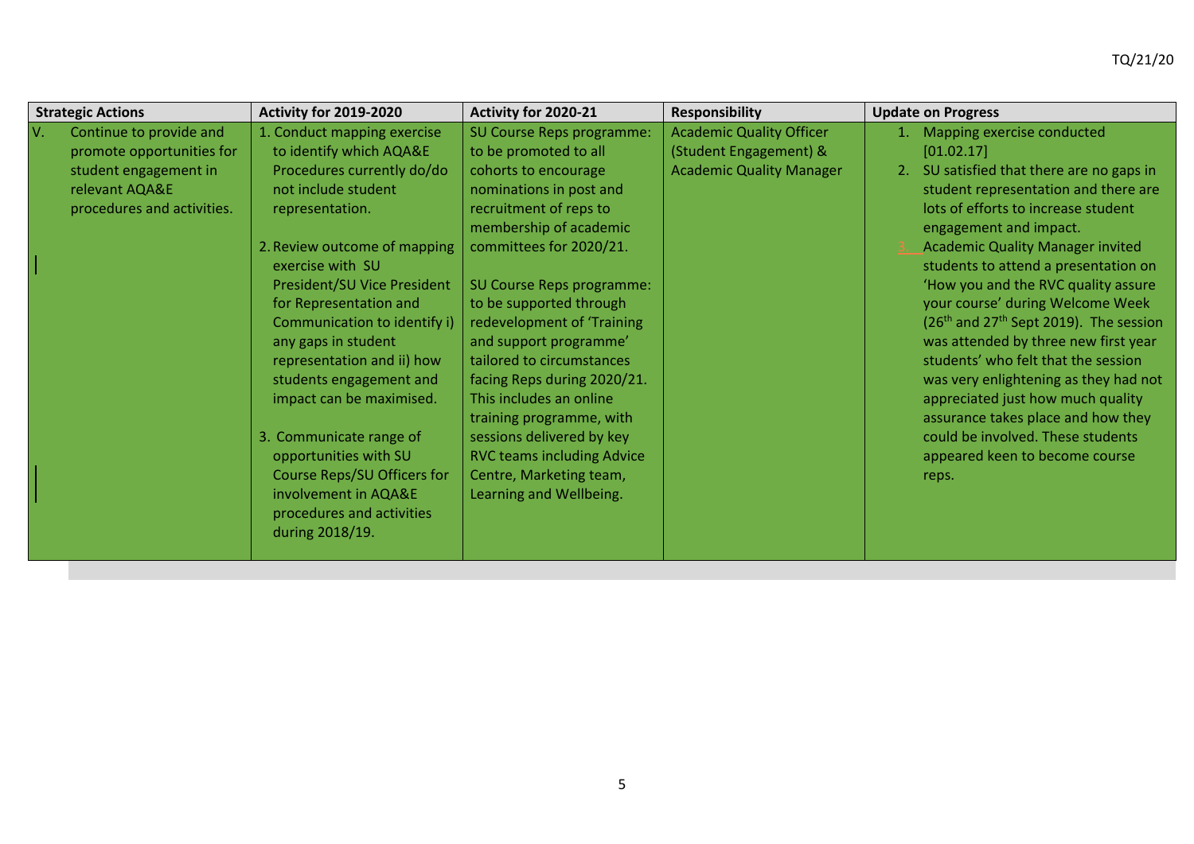| Strategic Actions | Activity for 2019-2020 | Activity for 2020-21 | Responsibility | Update on Progress |
|---|---|---|---|---|
| V. Continue to provide and promote opportunities for student engagement in relevant AQA&E procedures and activities. | 1. Conduct mapping exercise to identify which AQA&E Procedures currently do/do not include student representation.<br><br>2. Review outcome of mapping exercise with SU President/SU Vice President for Representation and Communication to identify i) any gaps in student representation and ii) how students engagement and impact can be maximised.<br><br>3. Communicate range of opportunities with SU Course Reps/SU Officers for involvement in AQA&E procedures and activities during 2018/19. | SU Course Reps programme: to be promoted to all cohorts to encourage nominations in post and recruitment of reps to membership of academic committees for 2020/21.<br><br>SU Course Reps programme: to be supported through redevelopment of 'Training and support programme' tailored to circumstances facing Reps during 2020/21. This includes an online training programme, with sessions delivered by key RVC teams including Advice Centre, Marketing team, Learning and Wellbeing. | Academic Quality Officer (Student Engagement) & Academic Quality Manager | 1. Mapping exercise conducted [01.02.17]<br>2. SU satisfied that there are no gaps in student representation and there are lots of efforts to increase student engagement and impact.<br>3. Academic Quality Manager invited students to attend a presentation on 'How you and the RVC quality assure your course' during Welcome Week (26th and 27th Sept 2019). The session was attended by three new first year students' who felt that the session was very enlightening as they had not appreciated just how much quality assurance takes place and how they could be involved. These students appeared keen to become course reps. |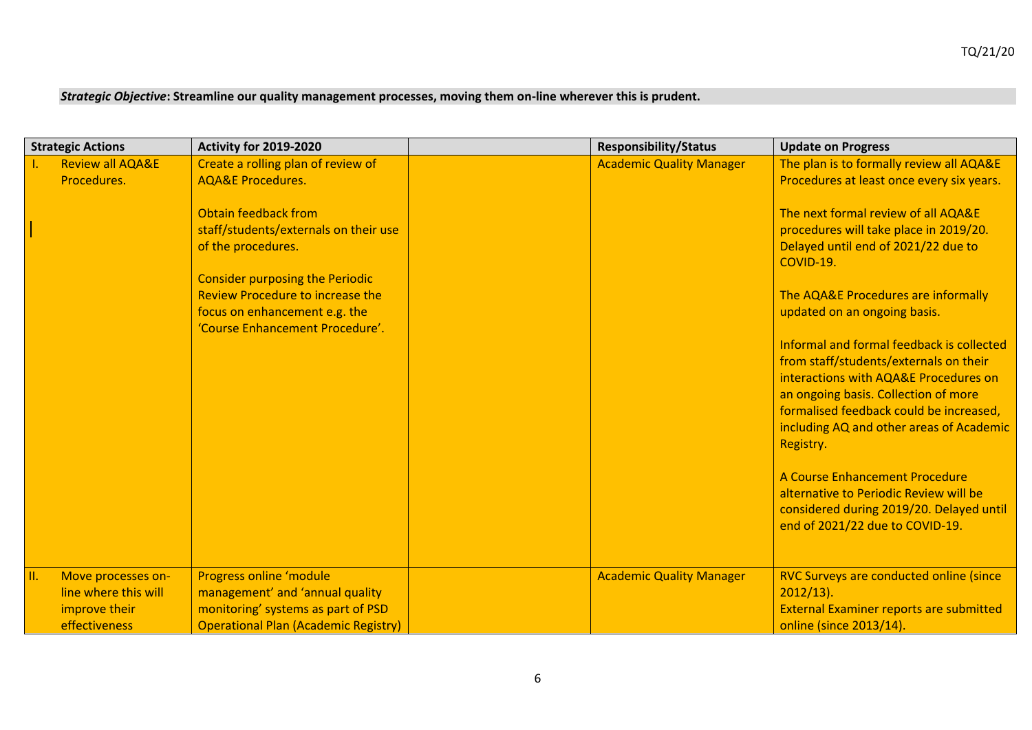***Strategic Objective*: Streamline our quality management processes, moving them on-line wherever this is prudent.**

| Strategic Actions | Activity for 2019-2020 | | Responsibility/Status | Update on Progress |
|---|---|---|---|---|
| I. Review all AQA&E Procedures. | Create a rolling plan of review of AQA&E Procedures.<br><br>Obtain feedback from staff/students/externals on their use of the procedures.<br><br>Consider purposing the Periodic Review Procedure to increase the focus on enhancement e.g. the 'Course Enhancement Procedure'. | | Academic Quality Manager | The plan is to formally review all AQA&E Procedures at least once every six years.<br><br>The next formal review of all AQA&E procedures will take place in 2019/20. Delayed until end of 2021/22 due to COVID-19.<br><br>The AQA&E Procedures are informally updated on an ongoing basis.<br><br>Informal and formal feedback is collected from staff/students/externals on their interactions with AQA&E Procedures on an ongoing basis. Collection of more formalised feedback could be increased, including AQ and other areas of Academic Registry.<br><br>A Course Enhancement Procedure alternative to Periodic Review will be considered during 2019/20. Delayed until end of 2021/22 due to COVID-19. |
| II. Move processes on-line where this will improve their effectiveness | Progress online 'module management' and 'annual quality monitoring' systems as part of PSD Operational Plan (Academic Registry) | | Academic Quality Manager | RVC Surveys are conducted online (since 2012/13).<br>External Examiner reports are submitted online (since 2013/14). |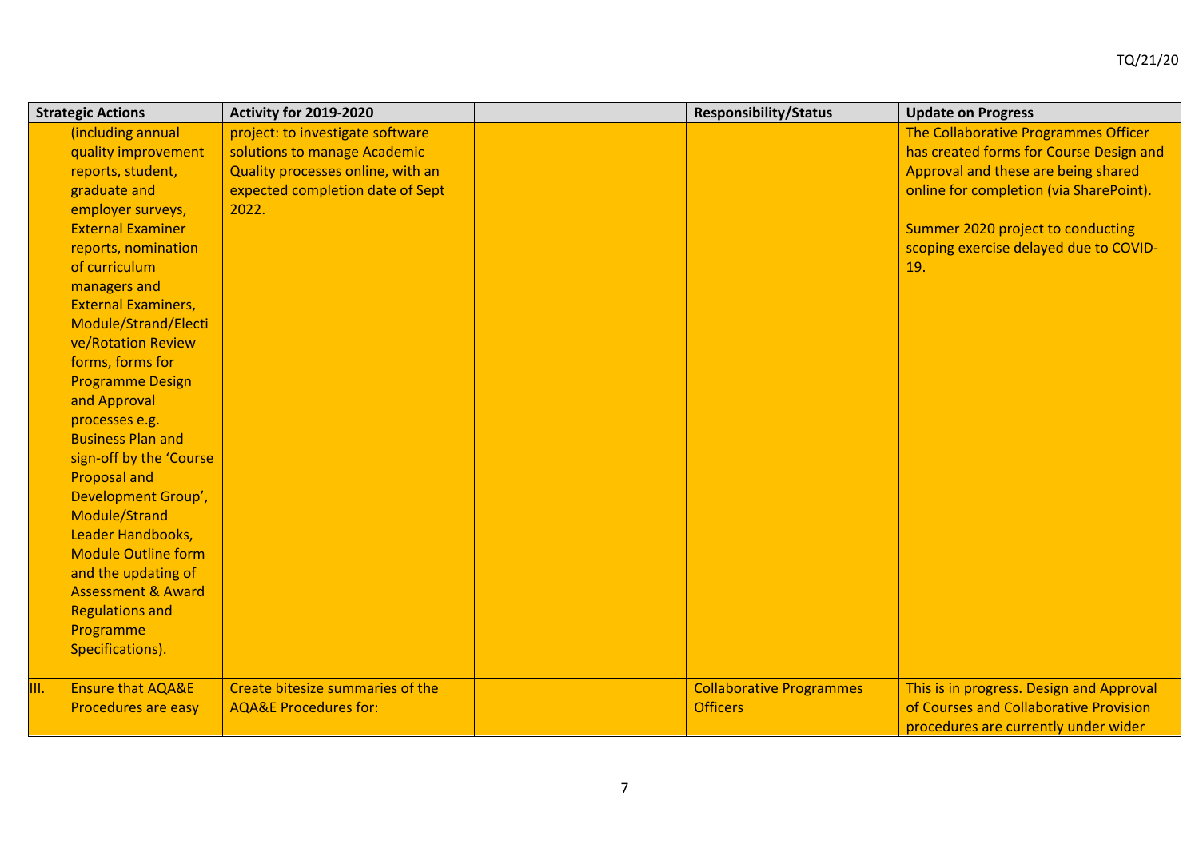| Strategic Actions | Activity for 2019-2020 | | Responsibility/Status | Update on Progress |
|---|---|---|---|---|
| (including annual quality improvement reports, student, graduate and employer surveys, External Examiner reports, nomination of curriculum managers and External Examiners, Module/Strand/Elective/Rotation Review forms, forms for Programme Design and Approval processes e.g. Business Plan and sign-off by the 'Course Proposal and Development Group', Module/Strand Leader Handbooks, Module Outline form and the updating of Assessment & Award Regulations and Programme Specifications). | project: to investigate software solutions to manage Academic Quality processes online, with an expected completion date of Sept 2022. | | | The Collaborative Programmes Officer has created forms for Course Design and Approval and these are being shared online for completion (via SharePoint).<br><br>Summer 2020 project to conducting scoping exercise delayed due to COVID-19. |
| III. Ensure that AQA&E Procedures are easy | Create bitesize summaries of the AQA&E Procedures for: | | Collaborative Programmes Officers | This is in progress. Design and Approval of Courses and Collaborative Provision procedures are currently under wider |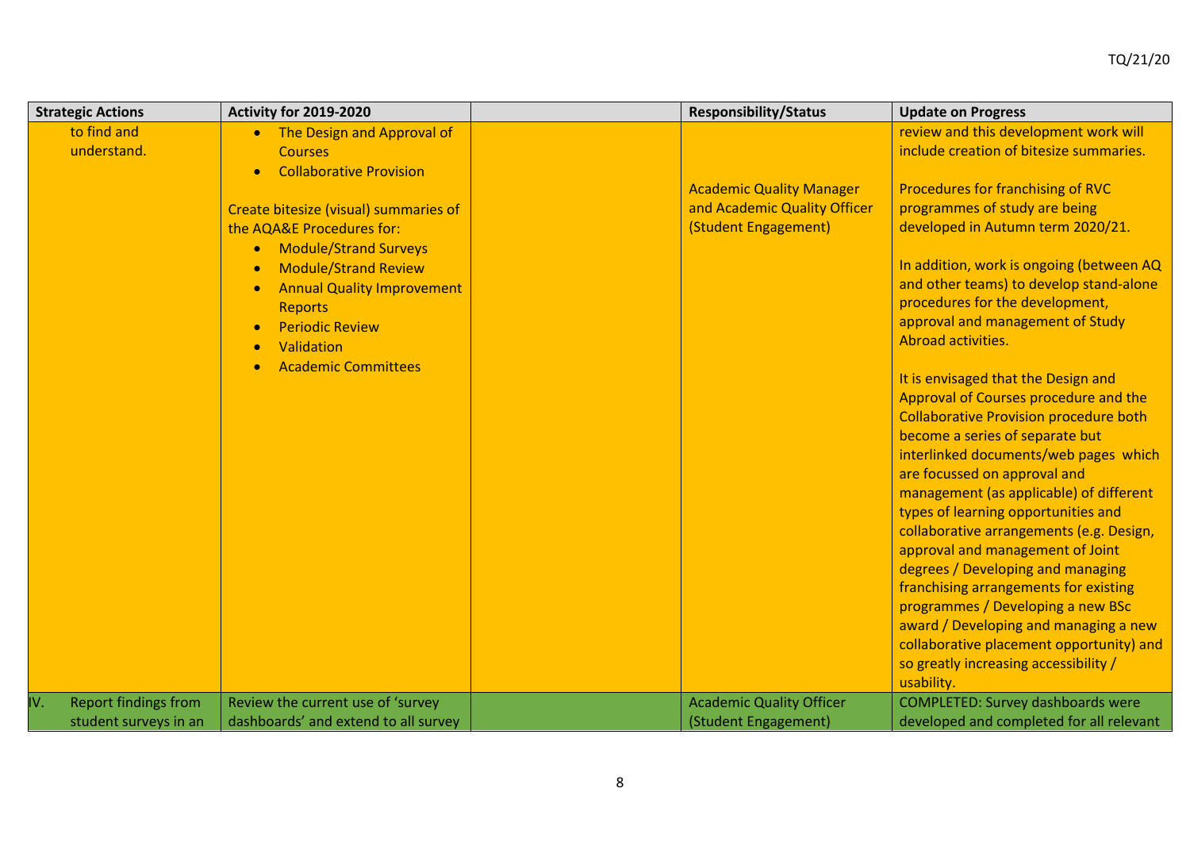| Strategic Actions | Activity for 2019-2020 | | Responsibility/Status | Update on Progress |
|---|---|---|---|---|
| to find and understand. | • The Design and Approval of Courses<br>• Collaborative Provision<br><br>Create bitesize (visual) summaries of the AQA&E Procedures for:<br>• Module/Strand Surveys<br>• Module/Strand Review<br>• Annual Quality Improvement Reports<br>• Periodic Review<br>• Validation<br>• Academic Committees | | Academic Quality Manager and Academic Quality Officer (Student Engagement) | review and this development work will include creation of bitesize summaries.<br><br>Procedures for franchising of RVC programmes of study are being developed in Autumn term 2020/21.<br><br>In addition, work is ongoing (between AQ and other teams) to develop stand-alone procedures for the development, approval and management of Study Abroad activities.<br><br>It is envisaged that the Design and Approval of Courses procedure and the Collaborative Provision procedure both become a series of separate but interlinked documents/web pages which are focussed on approval and management (as applicable) of different types of learning opportunities and collaborative arrangements (e.g. Design, approval and management of Joint degrees / Developing and managing franchising arrangements for existing programmes / Developing a new BSc award / Developing and managing a new collaborative placement opportunity) and so greatly increasing accessibility / usability. |
| IV. Report findings from student surveys in an | Review the current use of 'survey dashboards' and extend to all survey | | Academic Quality Officer (Student Engagement) | COMPLETED: Survey dashboards were developed and completed for all relevant |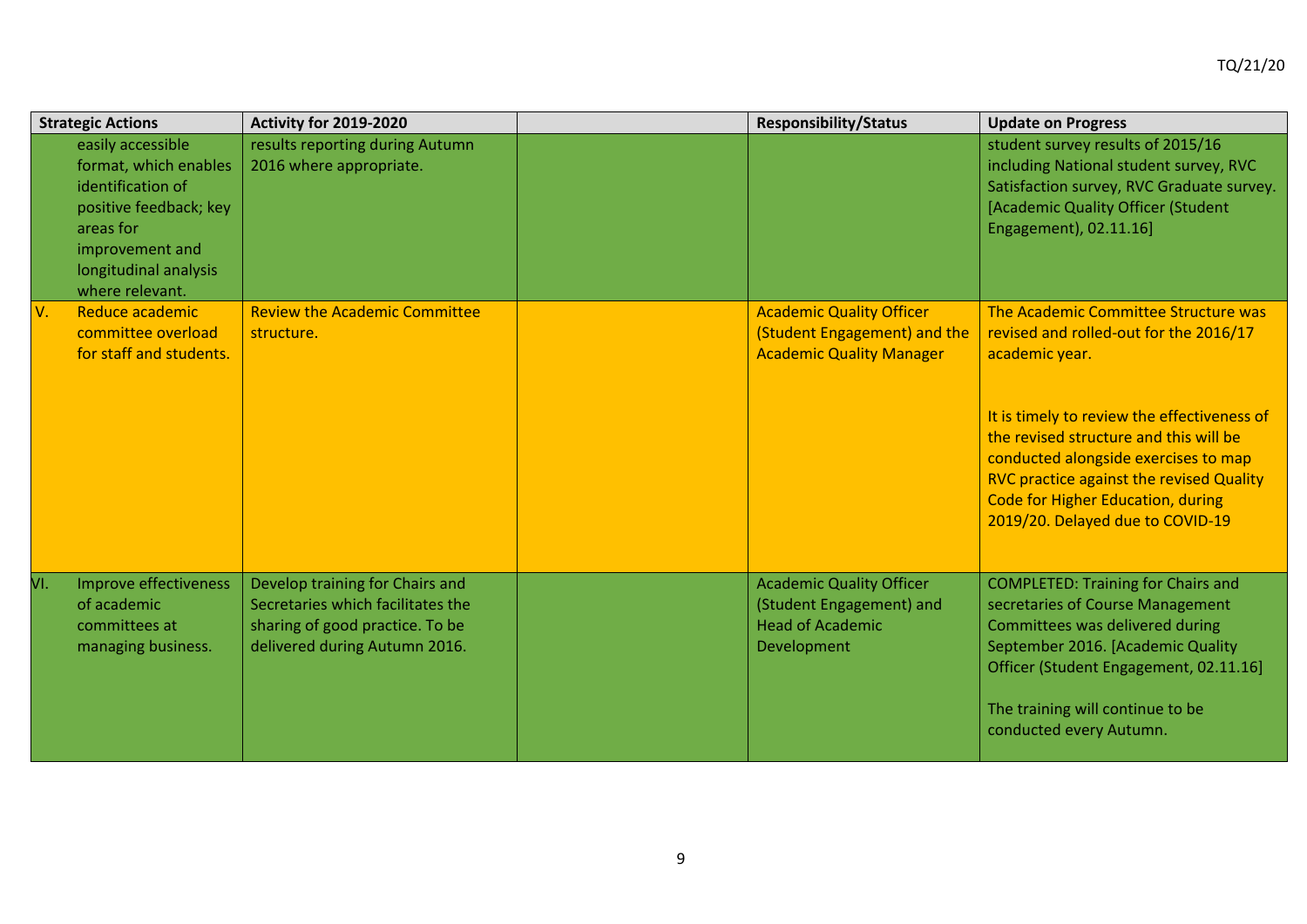| Strategic Actions | Activity for 2019-2020 | | Responsibility/Status | Update on Progress |
|---|---|---|---|---|
| easily accessible format, which enables identification of positive feedback; key areas for improvement and longitudinal analysis where relevant. | results reporting during Autumn 2016 where appropriate. | | | student survey results of 2015/16 including National student survey, RVC Satisfaction survey, RVC Graduate survey. [Academic Quality Officer (Student Engagement), 02.11.16] |
| V. Reduce academic committee overload for staff and students. | Review the Academic Committee structure. | | Academic Quality Officer (Student Engagement) and the Academic Quality Manager | The Academic Committee Structure was revised and rolled-out for the 2016/17 academic year.<br><br>It is timely to review the effectiveness of the revised structure and this will be conducted alongside exercises to map RVC practice against the revised Quality Code for Higher Education, during 2019/20. Delayed due to COVID-19 |
| VI. Improve effectiveness of academic committees at managing business. | Develop training for Chairs and Secretaries which facilitates the sharing of good practice. To be delivered during Autumn 2016. | | Academic Quality Officer (Student Engagement) and Head of Academic Development | COMPLETED: Training for Chairs and secretaries of Course Management Committees was delivered during September 2016. [Academic Quality Officer (Student Engagement, 02.11.16]<br><br>The training will continue to be conducted every Autumn. |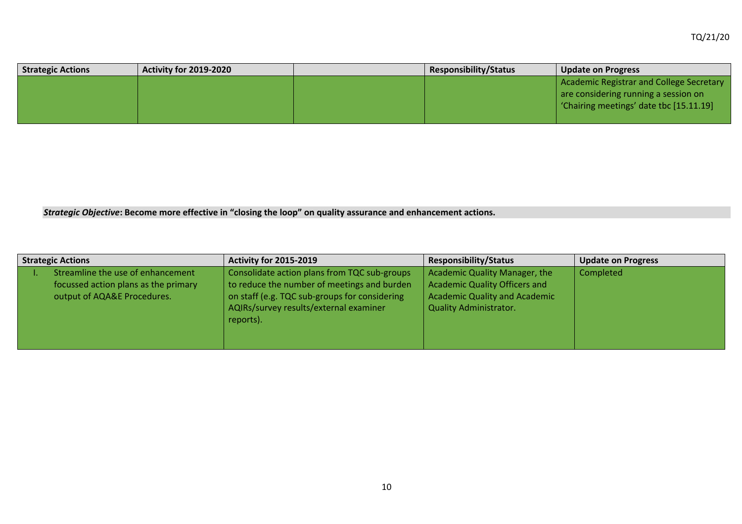| Strategic Actions | Activity for 2019-2020 | | Responsibility/Status | Update on Progress |
|---|---|---|---|---|
| | | | | Academic Registrar and College Secretary are considering running a session on 'Chairing meetings' date tbc [15.11.19] |

***Strategic Objective*: Become more effective in "closing the loop" on quality assurance and enhancement actions.**

| Strategic Actions | Activity for 2015-2019 | Responsibility/Status | Update on Progress |
|---|---|---|---|
| I. Streamline the use of enhancement focussed action plans as the primary output of AQA&E Procedures. | Consolidate action plans from TQC sub-groups to reduce the number of meetings and burden on staff (e.g. TQC sub-groups for considering AQIRs/survey results/external examiner reports). | Academic Quality Manager, the Academic Quality Officers and Academic Quality and Academic Quality Administrator. | Completed |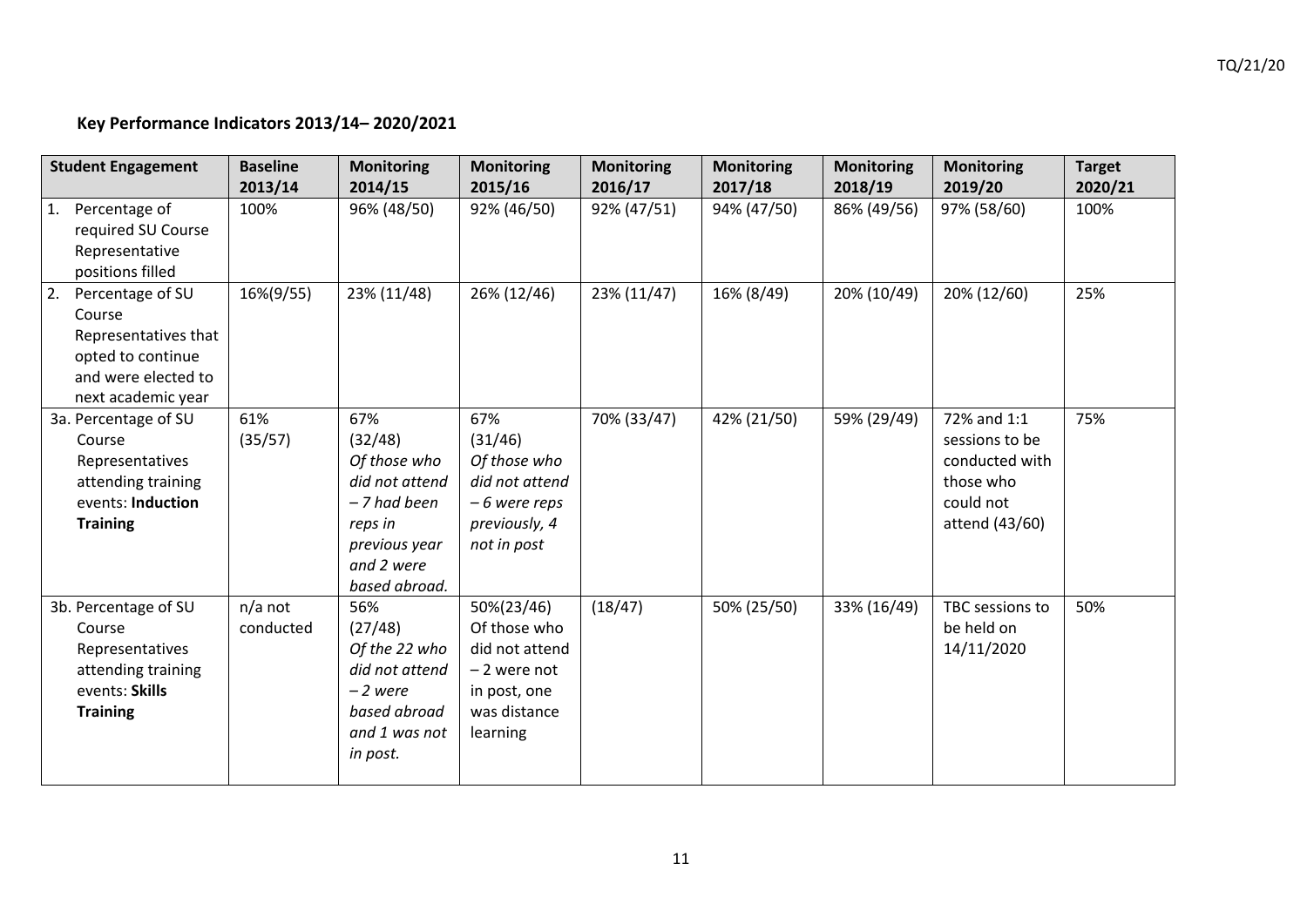**Key Performance Indicators 2013/14– 2020/2021**

| Student Engagement | Baseline 2013/14 | Monitoring 2014/15 | Monitoring 2015/16 | Monitoring 2016/17 | Monitoring 2017/18 | Monitoring 2018/19 | Monitoring 2019/20 | Target 2020/21 |
|---|---|---|---|---|---|---|---|---|
| 1. Percentage of required SU Course Representative positions filled | 100% | 96% (48/50) | 92% (46/50) | 92% (47/51) | 94% (47/50) | 86% (49/56) | 97% (58/60) | 100% |
| 2. Percentage of SU Course Representatives that opted to continue and were elected to next academic year | 16%(9/55) | 23% (11/48) | 26% (12/46) | 23% (11/47) | 16% (8/49) | 20% (10/49) | 20% (12/60) | 25% |
| 3a. Percentage of SU Course Representatives attending training events: **Induction Training** | 61% (35/57) | 67% (32/48) *Of those who did not attend – 7 had been reps in previous year and 2 were based abroad.* | 67% (31/46) *Of those who did not attend – 6 were reps previously, 4 not in post* | 70% (33/47) | 42% (21/50) | 59% (29/49) | 72% and 1:1 sessions to be conducted with those who could not attend (43/60) | 75% |
| 3b. Percentage of SU Course Representatives attending training events: **Skills Training** | n/a not conducted | 56% (27/48) *Of the 22 who did not attend – 2 were based abroad and 1 was not in post.* | 50%(23/46) Of those who did not attend – 2 were not in post, one was distance learning | (18/47) | 50% (25/50) | 33% (16/49) | TBC sessions to be held on 14/11/2020 | 50% |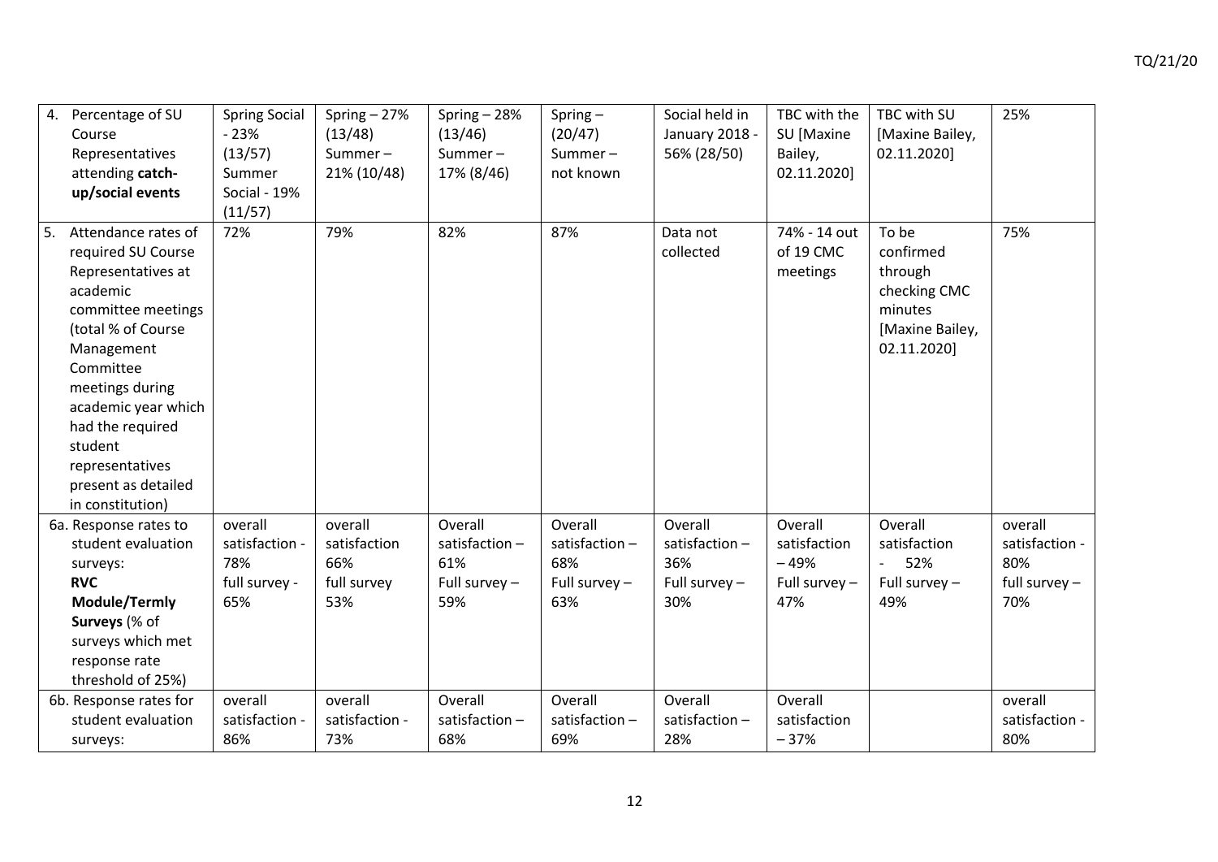| 4. Percentage of SU Course Representatives attending **catch-up/social events** | Spring Social - 23% (13/57) Summer Social - 19% (11/57) | Spring – 27% (13/48) Summer – 21% (10/48) | Spring – 28% (13/46) Summer – 17% (8/46) | Spring – (20/47) Summer – not known | Social held in January 2018 - 56% (28/50) | TBC with the SU [Maxine Bailey, 02.11.2020] | TBC with SU [Maxine Bailey, 02.11.2020] | 25% |
|---|---|---|---|---|---|---|---|---|
| 5. Attendance rates of required SU Course Representatives at academic committee meetings (total % of Course Management Committee meetings during academic year which had the required student representatives present as detailed in constitution) | 72% | 79% | 82% | 87% | Data not collected | 74% - 14 out of 19 CMC meetings | To be confirmed through checking CMC minutes [Maxine Bailey, 02.11.2020] | 75% |
| 6a. Response rates to student evaluation surveys: **RVC Module/Termly Surveys** (% of surveys which met response rate threshold of 25%) | overall satisfaction - 78% full survey - 65% | overall satisfaction 66% full survey 53% | Overall satisfaction – 61% Full survey – 59% | Overall satisfaction – 68% Full survey – 63% | Overall satisfaction – 36% Full survey – 30% | Overall satisfaction – 49% Full survey – 47% | Overall satisfaction - 52% Full survey – 49% | overall satisfaction - 80% full survey – 70% |
| 6b. Response rates for student evaluation surveys: | overall satisfaction - 86% | overall satisfaction - 73% | Overall satisfaction – 68% | Overall satisfaction – 69% | Overall satisfaction – 28% | Overall satisfaction – 37% | | overall satisfaction - 80% |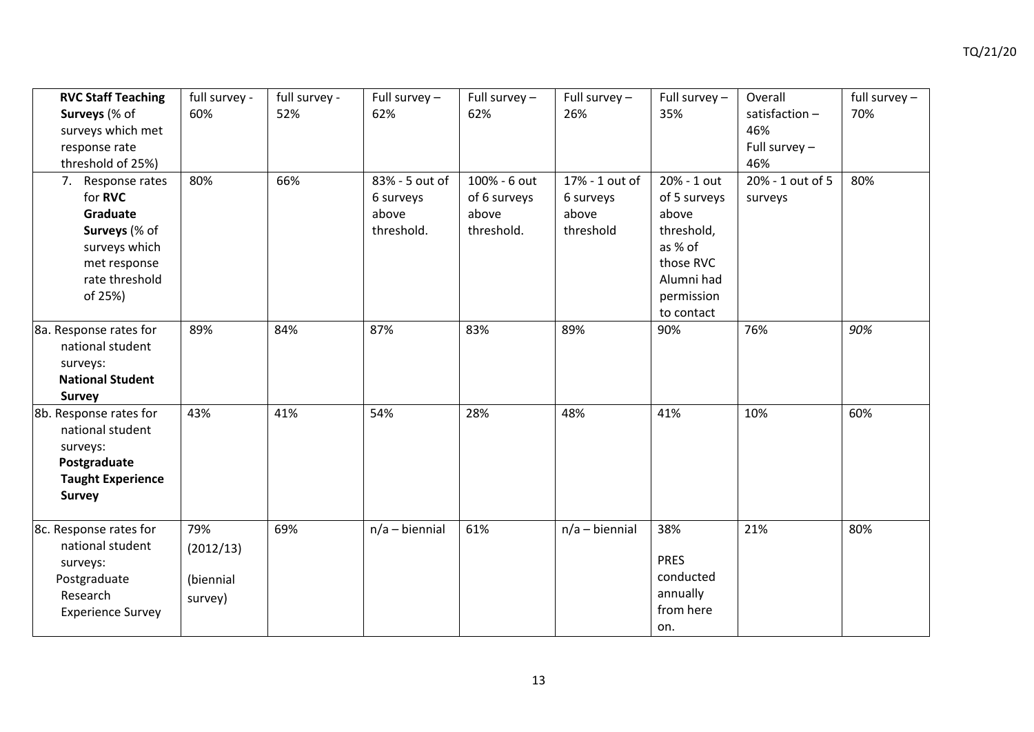| **RVC Staff Teaching Surveys** (% of surveys which met response rate threshold of 25%) | full survey - 60% | full survey - 52% | Full survey – 62% | Full survey – 62% | Full survey – 26% | Full survey – 35% | Overall satisfaction – 46% Full survey – 46% | full survey – 70% |
|---|---|---|---|---|---|---|---|---|
| 7. Response rates for **RVC Graduate Surveys** (% of surveys which met response rate threshold of 25%) | 80% | 66% | 83% - 5 out of 6 surveys above threshold. | 100% - 6 out of 6 surveys above threshold. | 17% - 1 out of 6 surveys above threshold | 20% - 1 out of 5 surveys above threshold, as % of those RVC Alumni had permission to contact | 20% - 1 out of 5 surveys | 80% |
| 8a. Response rates for national student surveys: **National Student Survey** | 89% | 84% | 87% | 83% | 89% | 90% | 76% | *90%* |
| 8b. Response rates for national student surveys: **Postgraduate Taught Experience Survey** | 43% | 41% | 54% | 28% | 48% | 41% | 10% | 60% |
| 8c. Response rates for national student surveys: Postgraduate Research Experience Survey | 79% (2012/13) (biennial survey) | 69% | n/a – biennial | 61% | n/a – biennial | 38% PRES conducted annually from here on. | 21% | 80% |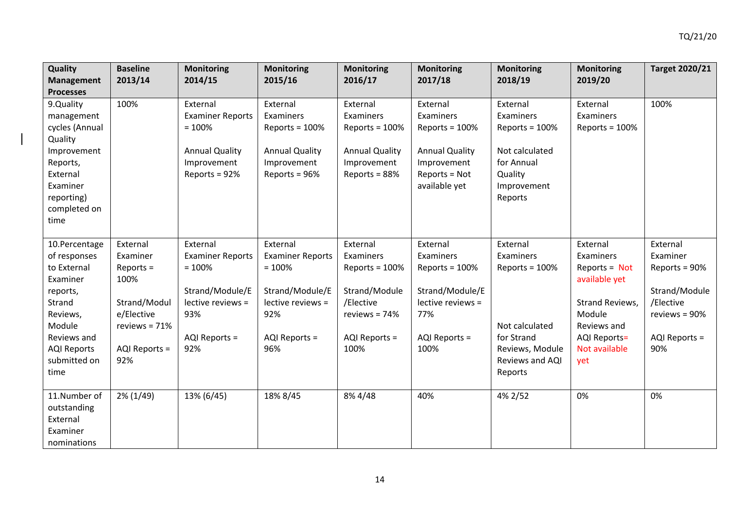| Quality Management Processes | Baseline 2013/14 | Monitoring 2014/15 | Monitoring 2015/16 | Monitoring 2016/17 | Monitoring 2017/18 | Monitoring 2018/19 | Monitoring 2019/20 | Target 2020/21 |
|---|---|---|---|---|---|---|---|---|
| 9.Quality management cycles (Annual Quality Improvement Reports, External Examiner reporting) completed on time | 100% | External Examiner Reports = 100%<br><br>Annual Quality Improvement Reports = 92% | External Examiners Reports = 100%<br><br>Annual Quality Improvement Reports = 96% | External Examiners Reports = 100%<br><br>Annual Quality Improvement Reports = 88% | External Examiners Reports = 100%<br><br>Annual Quality Improvement Reports = Not available yet | External Examiners Reports = 100%<br><br>Not calculated for Annual Quality Improvement Reports | External Examiners Reports = 100% | 100% |
| 10.Percentage of responses to External Examiner reports, Strand Reviews, Module Reviews and AQI Reports submitted on time | External Examiner Reports = 100%<br><br>Strand/Module/Elective reviews = 71%<br><br>AQI Reports = 92% | External Examiner Reports = 100%<br><br>Strand/Module/Elective reviews = 93%<br><br>AQI Reports = 92% | External Examiner Reports = 100%<br><br>Strand/Module/Elective reviews = 92%<br><br>AQI Reports = 96% | External Examiners Reports = 100%<br><br>Strand/Module /Elective reviews = 74%<br><br>AQI Reports = 100% | External Examiners Reports = 100%<br><br>Strand/Module/Elective reviews = 77%<br><br>AQI Reports = 100% | External Examiners Reports = 100%<br><br>Not calculated for Strand Reviews, Module Reviews and AQI Reports | External Examiners Reports = Not available yet<br><br>Strand Reviews, Module Reviews and AQI Reports= Not available yet | External Examiner Reports = 90%<br><br>Strand/Module /Elective reviews = 90%<br><br>AQI Reports = 90% |
| 11.Number of outstanding External Examiner nominations | 2% (1/49) | 13% (6/45) | 18% 8/45 | 8% 4/48 | 40% | 4% 2/52 | 0% | 0% |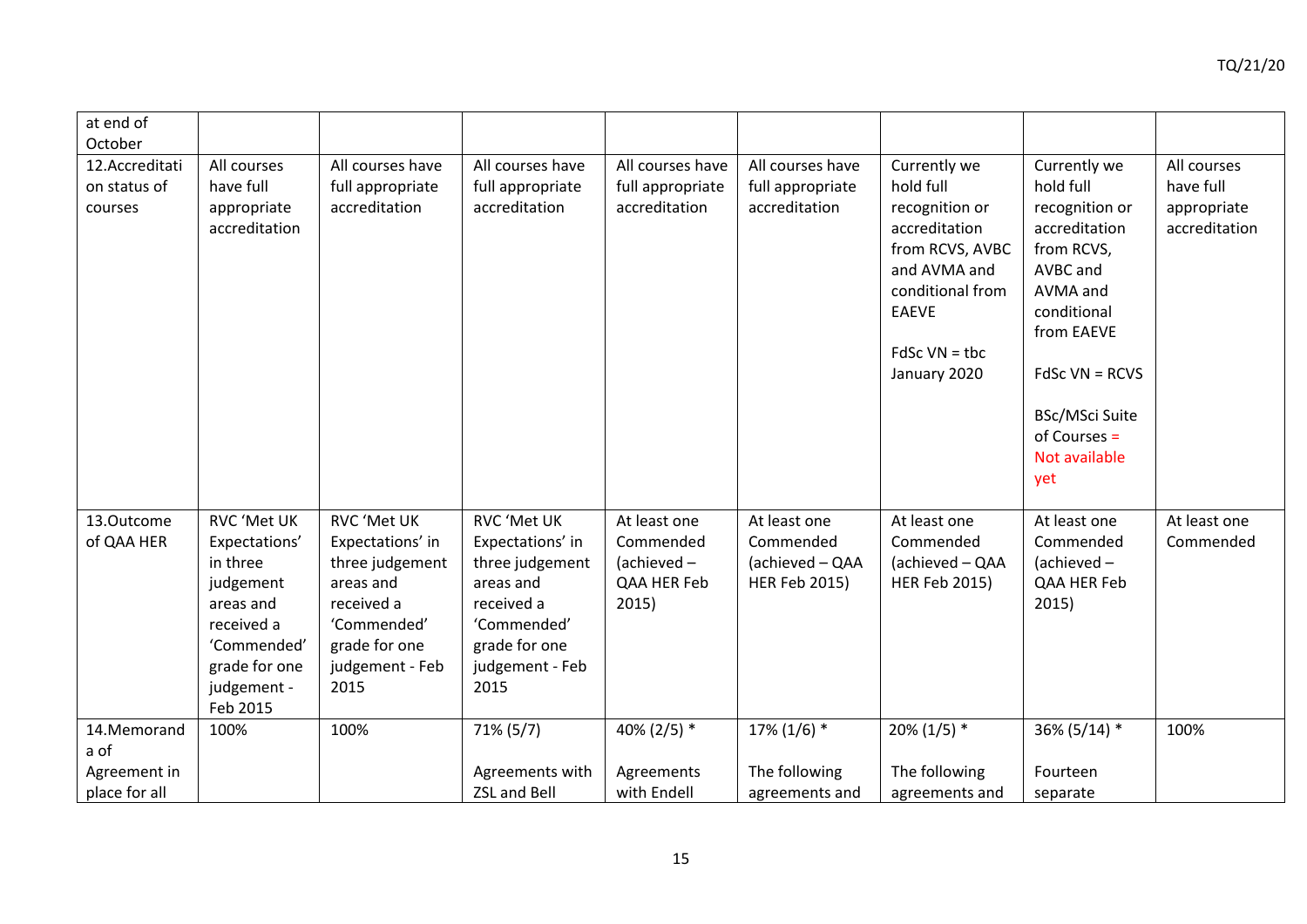| at end of October | | | | | | | | |
|---|---|---|---|---|---|---|---|---|
| 12.Accreditation status of courses | All courses have full appropriate accreditation | All courses have full appropriate accreditation | All courses have full appropriate accreditation | All courses have full appropriate accreditation | All courses have full appropriate accreditation | Currently we hold full recognition or accreditation from RCVS, AVBC and AVMA and conditional from EAEVE<br><br>FdSc VN = tbc January 2020 | Currently we hold full recognition or accreditation from RCVS, AVBC and AVMA and conditional from EAEVE<br><br>FdSc VN = RCVS<br><br>BSc/MSci Suite of Courses = Not available yet | All courses have full appropriate accreditation |
| 13.Outcome of QAA HER | RVC 'Met UK Expectations' in three judgement areas and received a 'Commended' grade for one judgement - Feb 2015 | RVC 'Met UK Expectations' in three judgement areas and received a 'Commended' grade for one judgement - Feb 2015 | RVC 'Met UK Expectations' in three judgement areas and received a 'Commended' grade for one judgement - Feb 2015 | At least one Commended (achieved – QAA HER Feb 2015) | At least one Commended (achieved – QAA HER Feb 2015) | At least one Commended (achieved – QAA HER Feb 2015) | At least one Commended (achieved – QAA HER Feb 2015) | At least one Commended |
| 14.Memorandum of Agreement in place for all | 100% | 100% | 71% (5/7)<br><br>Agreements with ZSL and Bell | 40% (2/5) *<br><br>Agreements with Endell | 17% (1/6) *<br><br>The following agreements and | 20% (1/5) *<br><br>The following agreements and | 36% (5/14) *<br><br>Fourteen separate | 100% |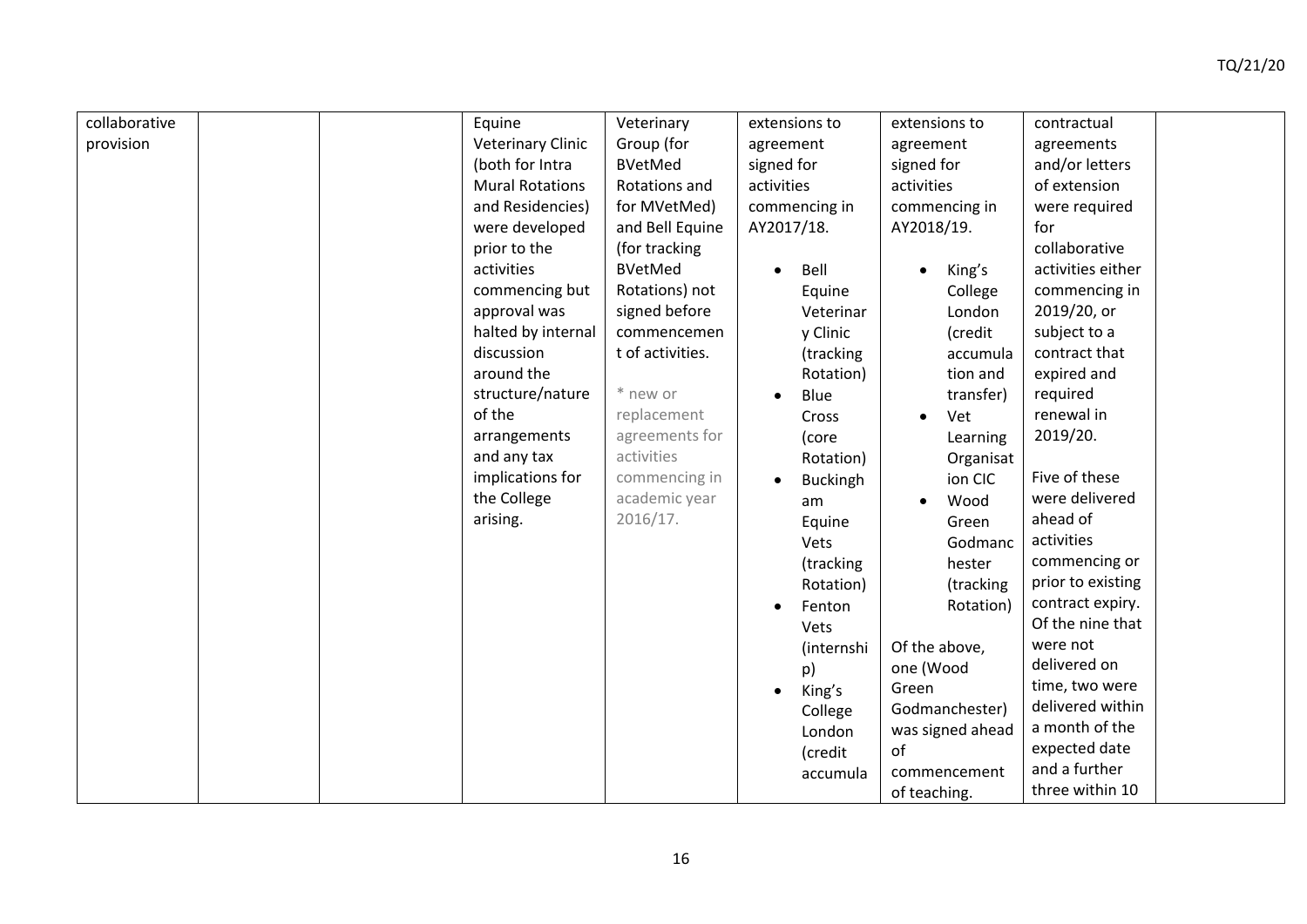| | | | | | | | | |
|---|---|---|---|---|---|---|---|---|
| collaborative provision | | | Equine Veterinary Clinic (both for Intra Mural Rotations and Residencies) were developed prior to the activities commencing but approval was halted by internal discussion around the structure/nature of the arrangements and any tax implications for the College arising. | Veterinary Group (for BVetMed Rotations and for MVetMed) and Bell Equine (for tracking BVetMed Rotations) not signed before commencement of activities.<br><br>* new or replacement agreements for activities commencing in academic year 2016/17. | extensions to agreement signed for activities commencing in AY2017/18.<br><br>• Bell Equine Veterinary Clinic (tracking Rotation)<br>• Blue Cross (core Rotation)<br>• Buckingham Equine Vets (tracking Rotation)<br>• Fenton Vets (internship)<br>• King's College London (credit accumula | extensions to agreement signed for activities commencing in AY2018/19.<br><br>• King's College London (credit accumulation and transfer)<br>• Vet Learning Organisation CIC<br>• Wood Green Godmanchester (tracking Rotation)<br><br>Of the above, one (Wood Green Godmanchester) was signed ahead of commencement of teaching. | contractual agreements and/or letters of extension were required for collaborative activities either commencing in 2019/20, or subject to a contract that expired and required renewal in 2019/20.<br><br>Five of these were delivered ahead of activities commencing or prior to existing contract expiry. Of the nine that were not delivered on time, two were delivered within a month of the expected date and a further three within 10 | |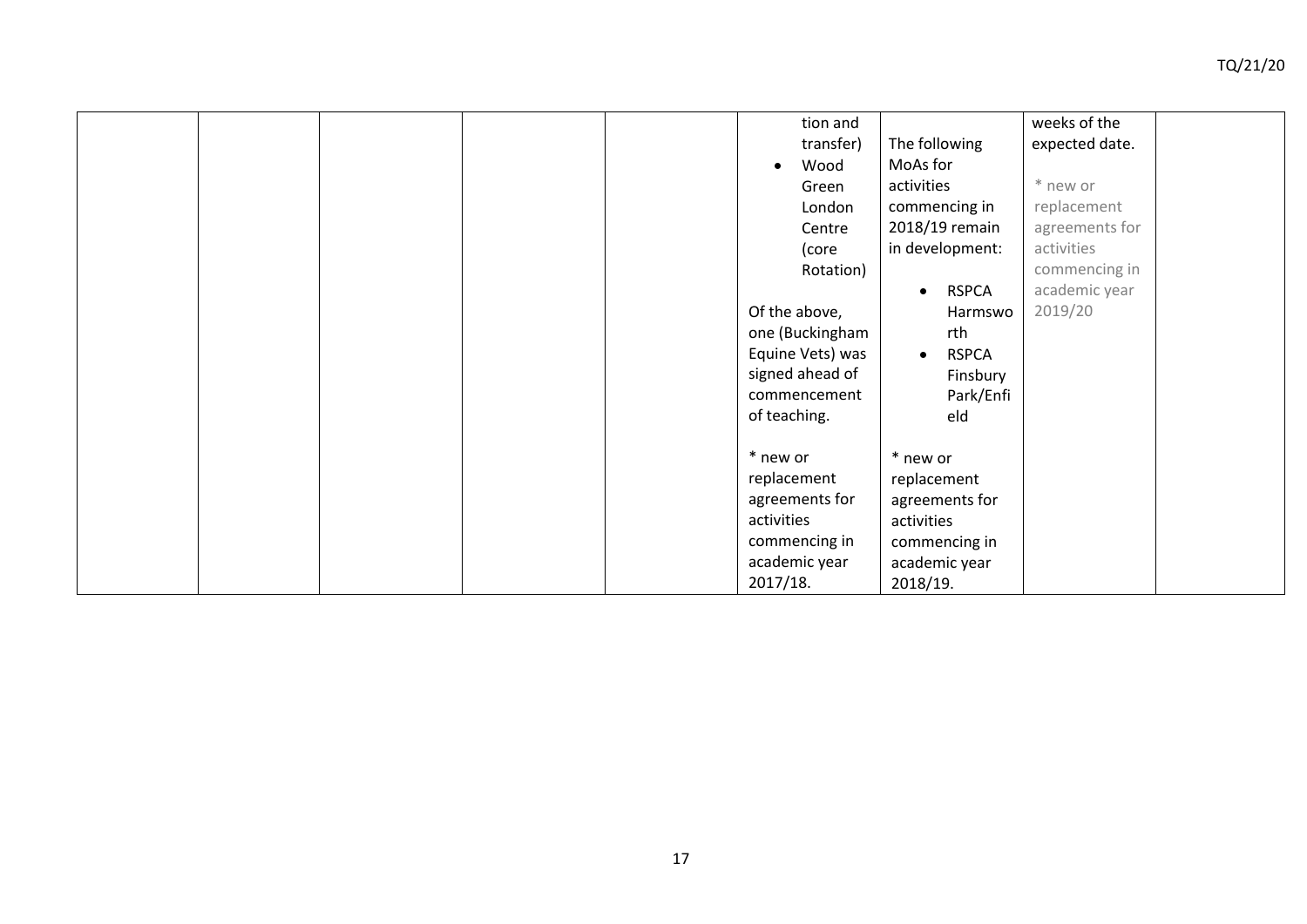| | | | | | | | | |
|---|---|---|---|---|---|---|---|---|
| | | | | | tion and transfer)<br>• Wood Green London Centre (core Rotation)<br><br>Of the above, one (Buckingham Equine Vets) was signed ahead of commencement of teaching.<br><br>* new or replacement agreements for activities commencing in academic year 2017/18. | The following MoAs for activities commencing in 2018/19 remain in development:<br><br>• RSPCA Harmsworth<br>• RSPCA Finsbury Park/Enfield<br><br>* new or replacement agreements for activities commencing in academic year 2018/19. | weeks of the expected date.<br><br>* new or replacement agreements for activities commencing in academic year 2019/20 | |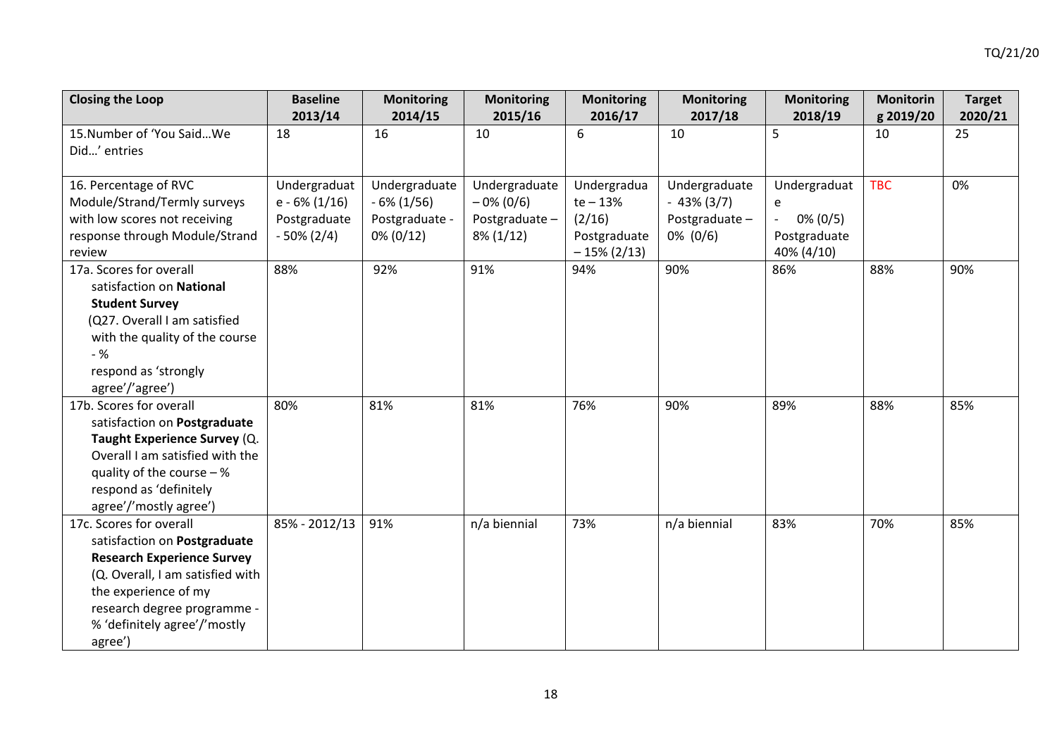| Closing the Loop | Baseline 2013/14 | Monitoring 2014/15 | Monitoring 2015/16 | Monitoring 2016/17 | Monitoring 2017/18 | Monitoring 2018/19 | Monitoring 2019/20 | Target 2020/21 |
|---|---|---|---|---|---|---|---|---|
| 15.Number of 'You Said…We Did…' entries | 18 | 16 | 10 | 6 | 10 | 5 | 10 | 25 |
| 16. Percentage of RVC Module/Strand/Termly surveys with low scores not receiving response through Module/Strand review | Undergraduate - 6% (1/16) Postgraduate - 50% (2/4) | Undergraduate - 6% (1/56) Postgraduate - 0% (0/12) | Undergraduate – 0% (0/6) Postgraduate – 8% (1/12) | Undergraduate – 13% (2/16) Postgraduate – 15% (2/13) | Undergraduate - 43% (3/7) Postgraduate – 0% (0/6) | Undergraduate - 0% (0/5) Postgraduate 40% (4/10) | TBC | 0% |
| 17a. Scores for overall satisfaction on **National Student Survey** (Q27. Overall I am satisfied with the quality of the course - % respond as 'strongly agree'/'agree') | 88% | 92% | 91% | 94% | 90% | 86% | 88% | 90% |
| 17b. Scores for overall satisfaction on **Postgraduate Taught Experience Survey** (Q. Overall I am satisfied with the quality of the course – % respond as 'definitely agree'/'mostly agree') | 80% | 81% | 81% | 76% | 90% | 89% | 88% | 85% |
| 17c. Scores for overall satisfaction on **Postgraduate Research Experience Survey** (Q. Overall, I am satisfied with the experience of my research degree programme - % 'definitely agree'/'mostly agree') | 85% - 2012/13 | 91% | n/a biennial | 73% | n/a biennial | 83% | 70% | 85% |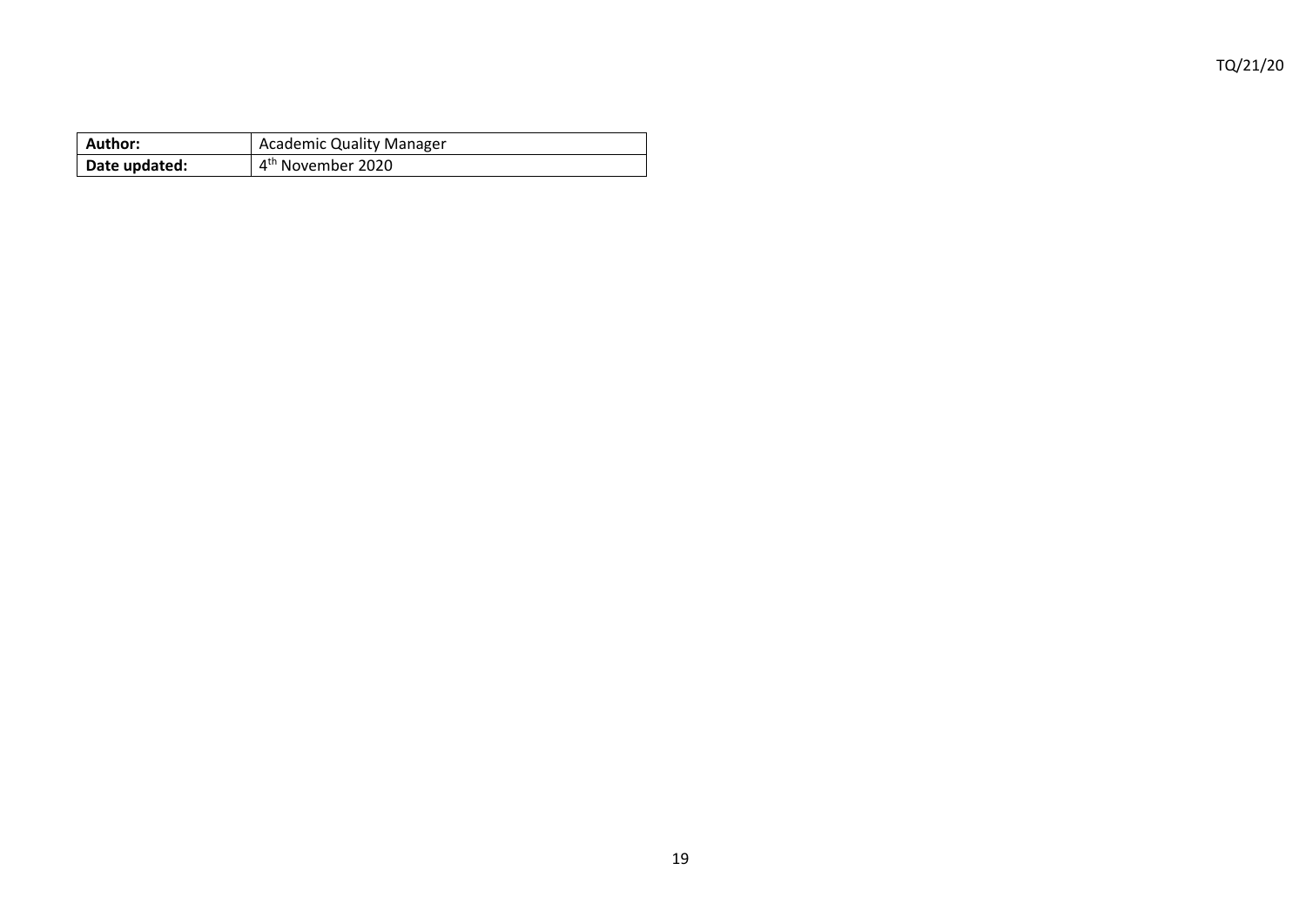| | |
|---|---|
| **Author:** | Academic Quality Manager |
| **Date updated:** | 4th November 2020 |